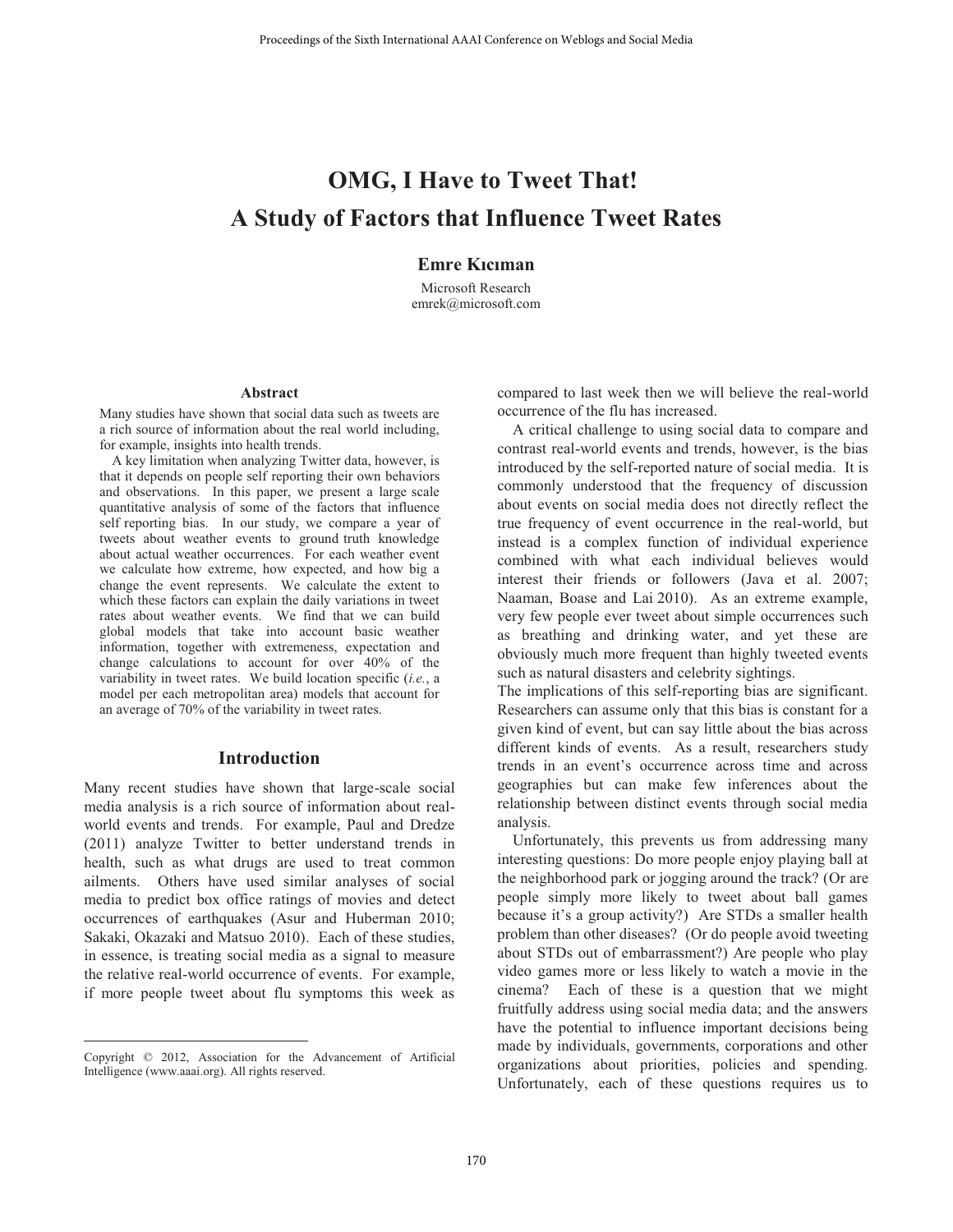# OMG, I Have to Tweet That! A Study of Factors that Influence Tweet Rates

**Emre Kıcıman**

Microsoft Research
emrek@microsoft.com

### Abstract

Many studies have shown that social data such as tweets are a rich source of information about the real world including, for example, insights into health trends.

A key limitation when analyzing Twitter data, however, is that it depends on people self reporting their own behaviors and observations. In this paper, we present a large scale quantitative analysis of some of the factors that influence self reporting bias. In our study, we compare a year of tweets about weather events to ground truth knowledge about actual weather occurrences. For each weather event we calculate how extreme, how expected, and how big a change the event represents. We calculate the extent to which these factors can explain the daily variations in tweet rates about weather events. We find that we can build global models that take into account basic weather information, together with extremeness, expectation and change calculations to account for over 40% of the variability in tweet rates. We build location specific (*i.e.*, a model per each metropolitan area) models that account for an average of 70% of the variability in tweet rates.

## Introduction

Many recent studies have shown that large-scale social media analysis is a rich source of information about real-world events and trends. For example, Paul and Dredze (2011) analyze Twitter to better understand trends in health, such as what drugs are used to treat common ailments. Others have used similar analyses of social media to predict box office ratings of movies and detect occurrences of earthquakes (Asur and Huberman 2010; Sakaki, Okazaki and Matsuo 2010). Each of these studies, in essence, is treating social media as a signal to measure the relative real-world occurrence of events. For example, if more people tweet about flu symptoms this week as compared to last week then we will believe the real-world occurrence of the flu has increased.

A critical challenge to using social data to compare and contrast real-world events and trends, however, is the bias introduced by the self-reported nature of social media. It is commonly understood that the frequency of discussion about events on social media does not directly reflect the true frequency of event occurrence in the real-world, but instead is a complex function of individual experience combined with what each individual believes would interest their friends or followers (Java et al. 2007; Naaman, Boase and Lai 2010). As an extreme example, very few people ever tweet about simple occurrences such as breathing and drinking water, and yet these are obviously much more frequent than highly tweeted events such as natural disasters and celebrity sightings.

The implications of this self-reporting bias are significant. Researchers can assume only that this bias is constant for a given kind of event, but can say little about the bias across different kinds of events. As a result, researchers study trends in an event's occurrence across time and across geographies but can make few inferences about the relationship between distinct events through social media analysis.

Unfortunately, this prevents us from addressing many interesting questions: Do more people enjoy playing ball at the neighborhood park or jogging around the track? (Or are people simply more likely to tweet about ball games because it's a group activity?) Are STDs a smaller health problem than other diseases? (Or do people avoid tweeting about STDs out of embarrassment?) Are people who play video games more or less likely to watch a movie in the cinema? Each of these is a question that we might fruitfully address using social media data; and the answers have the potential to influence important decisions being made by individuals, governments, corporations and other organizations about priorities, policies and spending. Unfortunately, each of these questions requires us to

Copyright © 2012, Association for the Advancement of Artificial Intelligence (www.aaai.org). All rights reserved.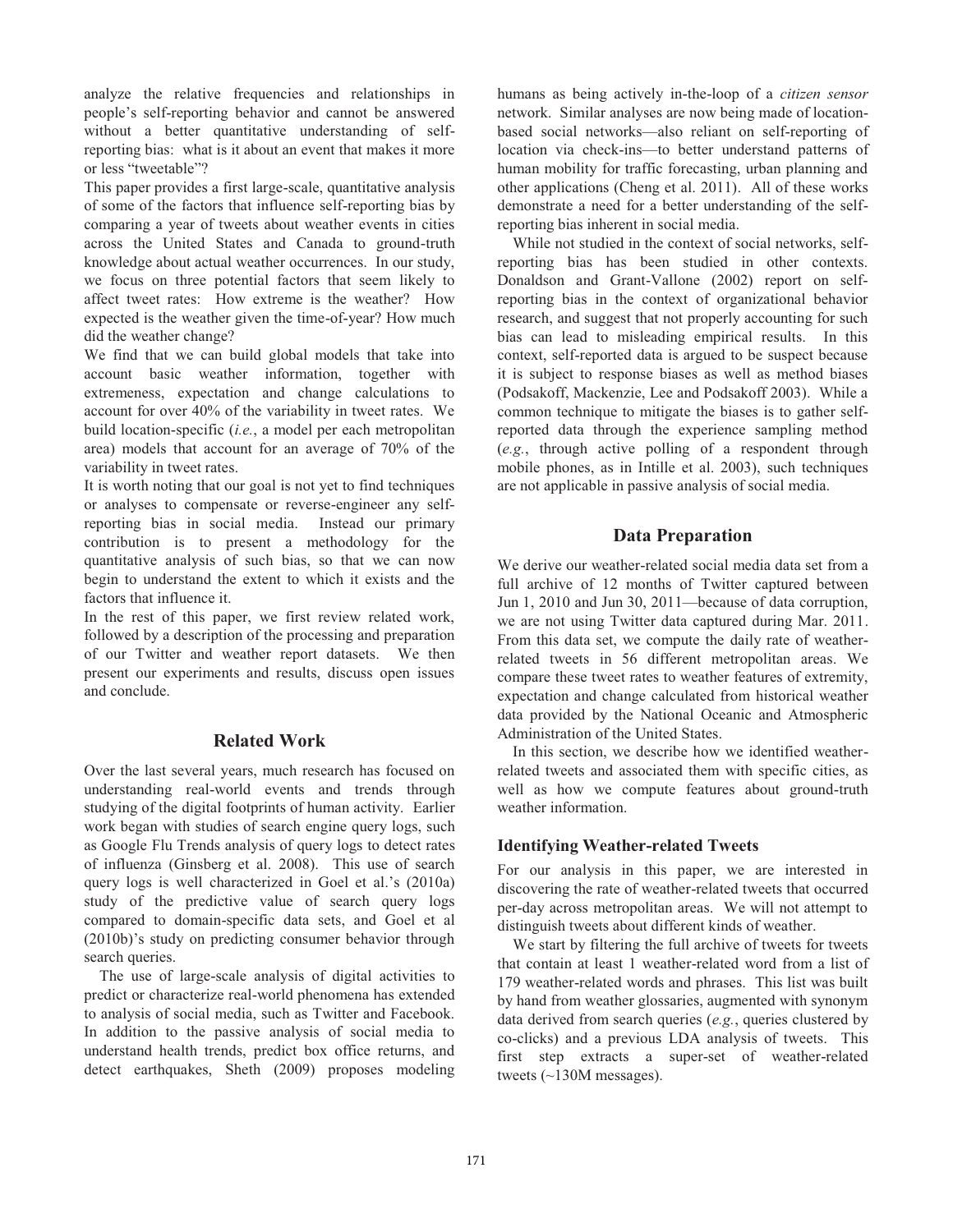analyze the relative frequencies and relationships in people's self-reporting behavior and cannot be answered without a better quantitative understanding of self-reporting bias: what is it about an event that makes it more or less "tweetable"?

This paper provides a first large-scale, quantitative analysis of some of the factors that influence self-reporting bias by comparing a year of tweets about weather events in cities across the United States and Canada to ground-truth knowledge about actual weather occurrences. In our study, we focus on three potential factors that seem likely to affect tweet rates: How extreme is the weather? How expected is the weather given the time-of-year? How much did the weather change?

We find that we can build global models that take into account basic weather information, together with extremeness, expectation and change calculations to account for over 40% of the variability in tweet rates. We build location-specific (*i.e.*, a model per each metropolitan area) models that account for an average of 70% of the variability in tweet rates.

It is worth noting that our goal is not yet to find techniques or analyses to compensate or reverse-engineer any self-reporting bias in social media. Instead our primary contribution is to present a methodology for the quantitative analysis of such bias, so that we can now begin to understand the extent to which it exists and the factors that influence it.

In the rest of this paper, we first review related work, followed by a description of the processing and preparation of our Twitter and weather report datasets. We then present our experiments and results, discuss open issues and conclude.

## Related Work

Over the last several years, much research has focused on understanding real-world events and trends through studying of the digital footprints of human activity. Earlier work began with studies of search engine query logs, such as Google Flu Trends analysis of query logs to detect rates of influenza (Ginsberg et al. 2008). This use of search query logs is well characterized in Goel et al.'s (2010a) study of the predictive value of search query logs compared to domain-specific data sets, and Goel et al (2010b)'s study on predicting consumer behavior through search queries.

The use of large-scale analysis of digital activities to predict or characterize real-world phenomena has extended to analysis of social media, such as Twitter and Facebook. In addition to the passive analysis of social media to understand health trends, predict box office returns, and detect earthquakes, Sheth (2009) proposes modeling humans as being actively in-the-loop of a *citizen sensor* network. Similar analyses are now being made of location-based social networks—also reliant on self-reporting of location via check-ins—to better understand patterns of human mobility for traffic forecasting, urban planning and other applications (Cheng et al. 2011). All of these works demonstrate a need for a better understanding of the self-reporting bias inherent in social media.

While not studied in the context of social networks, self-reporting bias has been studied in other contexts. Donaldson and Grant-Vallone (2002) report on self-reporting bias in the context of organizational behavior research, and suggest that not properly accounting for such bias can lead to misleading empirical results. In this context, self-reported data is argued to be suspect because it is subject to response biases as well as method biases (Podsakoff, Mackenzie, Lee and Podsakoff 2003). While a common technique to mitigate the biases is to gather self-reported data through the experience sampling method (*e.g.*, through active polling of a respondent through mobile phones, as in Intille et al. 2003), such techniques are not applicable in passive analysis of social media.

## Data Preparation

We derive our weather-related social media data set from a full archive of 12 months of Twitter captured between Jun 1, 2010 and Jun 30, 2011—because of data corruption, we are not using Twitter data captured during Mar. 2011. From this data set, we compute the daily rate of weather-related tweets in 56 different metropolitan areas. We compare these tweet rates to weather features of extremity, expectation and change calculated from historical weather data provided by the National Oceanic and Atmospheric Administration of the United States.

In this section, we describe how we identified weather-related tweets and associated them with specific cities, as well as how we compute features about ground-truth weather information.

### Identifying Weather-related Tweets

For our analysis in this paper, we are interested in discovering the rate of weather-related tweets that occurred per-day across metropolitan areas. We will not attempt to distinguish tweets about different kinds of weather.

We start by filtering the full archive of tweets for tweets that contain at least 1 weather-related word from a list of 179 weather-related words and phrases. This list was built by hand from weather glossaries, augmented with synonym data derived from search queries (*e.g.*, queries clustered by co-clicks) and a previous LDA analysis of tweets. This first step extracts a super-set of weather-related tweets (~130M messages).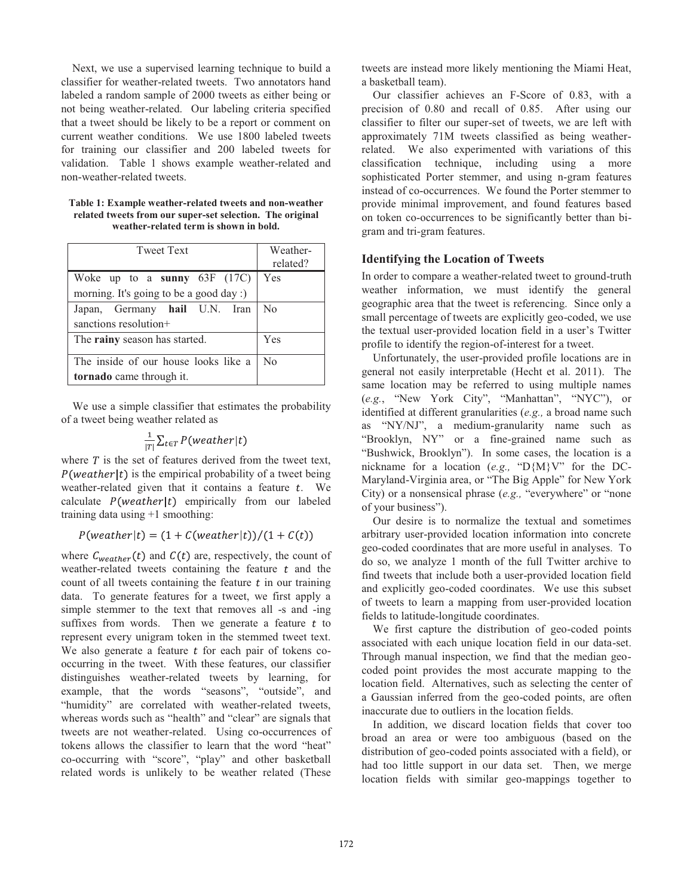Next, we use a supervised learning technique to build a classifier for weather-related tweets. Two annotators hand labeled a random sample of 2000 tweets as either being or not being weather-related. Our labeling criteria specified that a tweet should be likely to be a report or comment on current weather conditions. We use 1800 labeled tweets for training our classifier and 200 labeled tweets for validation. Table 1 shows example weather-related and non-weather-related tweets.

**Table 1: Example weather-related tweets and non-weather related tweets from our super-set selection. The original weather-related term is shown in bold.**

| Tweet Text | Weather-related? |
|---|---|
| Woke up to a **sunny** 63F (17C) morning. It's going to be a good day :) | Yes |
| Japan, Germany **hail** U.N. Iran sanctions resolution+ | No |
| The **rainy** season has started. | Yes |
| The inside of our house looks like a **tornado** came through it. | No |

We use a simple classifier that estimates the probability of a tweet being weather related as

$$\frac{1}{|T|}\sum_{t \in T} P(weather|t)$$

where $T$ is the set of features derived from the tweet text, $P(weather|t)$ is the empirical probability of a tweet being weather-related given that it contains a feature $t$. We calculate $P(weather|t)$ empirically from our labeled training data using +1 smoothing:

$$P(weather|t) = (1 + C(weather|t))/(1 + C(t))$$

where $C_{weather}(t)$ and $C(t)$ are, respectively, the count of weather-related tweets containing the feature $t$ and the count of all tweets containing the feature $t$ in our training data. To generate features for a tweet, we first apply a simple stemmer to the text that removes all -s and -ing suffixes from words. Then we generate a feature $t$ to represent every unigram token in the stemmed tweet text. We also generate a feature $t$ for each pair of tokens co-occurring in the tweet. With these features, our classifier distinguishes weather-related tweets by learning, for example, that the words "seasons", "outside", and "humidity" are correlated with weather-related tweets, whereas words such as "health" and "clear" are signals that tweets are not weather-related. Using co-occurrences of tokens allows the classifier to learn that the word "heat" co-occurring with "score", "play" and other basketball related words is unlikely to be weather related (These tweets are instead more likely mentioning the Miami Heat, a basketball team).

Our classifier achieves an F-Score of 0.83, with a precision of 0.80 and recall of 0.85. After using our classifier to filter our super-set of tweets, we are left with approximately 71M tweets classified as being weather-related. We also experimented with variations of this classification technique, including using a more sophisticated Porter stemmer, and using n-gram features instead of co-occurrences. We found the Porter stemmer to provide minimal improvement, and found features based on token co-occurrences to be significantly better than bi-gram and tri-gram features.

### Identifying the Location of Tweets

In order to compare a weather-related tweet to ground-truth weather information, we must identify the general geographic area that the tweet is referencing. Since only a small percentage of tweets are explicitly geo-coded, we use the textual user-provided location field in a user's Twitter profile to identify the region-of-interest for a tweet.

Unfortunately, the user-provided profile locations are in general not easily interpretable (Hecht et al. 2011). The same location may be referred to using multiple names (*e.g.*, "New York City", "Manhattan", "NYC"), or identified at different granularities (*e.g.,* a broad name such as "NY/NJ", a medium-granularity name such as "Brooklyn, NY" or a fine-grained name such as "Bushwick, Brooklyn"). In some cases, the location is a nickname for a location (*e.g.,* "D{M}V" for the DC-Maryland-Virginia area, or "The Big Apple" for New York City) or a nonsensical phrase (*e.g.,* "everywhere" or "none of your business").

Our desire is to normalize the textual and sometimes arbitrary user-provided location information into concrete geo-coded coordinates that are more useful in analyses. To do so, we analyze 1 month of the full Twitter archive to find tweets that include both a user-provided location field and explicitly geo-coded coordinates. We use this subset of tweets to learn a mapping from user-provided location fields to latitude-longitude coordinates.

We first capture the distribution of geo-coded points associated with each unique location field in our data-set. Through manual inspection, we find that the median geo-coded point provides the most accurate mapping to the location field. Alternatives, such as selecting the center of a Gaussian inferred from the geo-coded points, are often inaccurate due to outliers in the location fields.

In addition, we discard location fields that cover too broad an area or were too ambiguous (based on the distribution of geo-coded points associated with a field), or had too little support in our data set. Then, we merge location fields with similar geo-mappings together to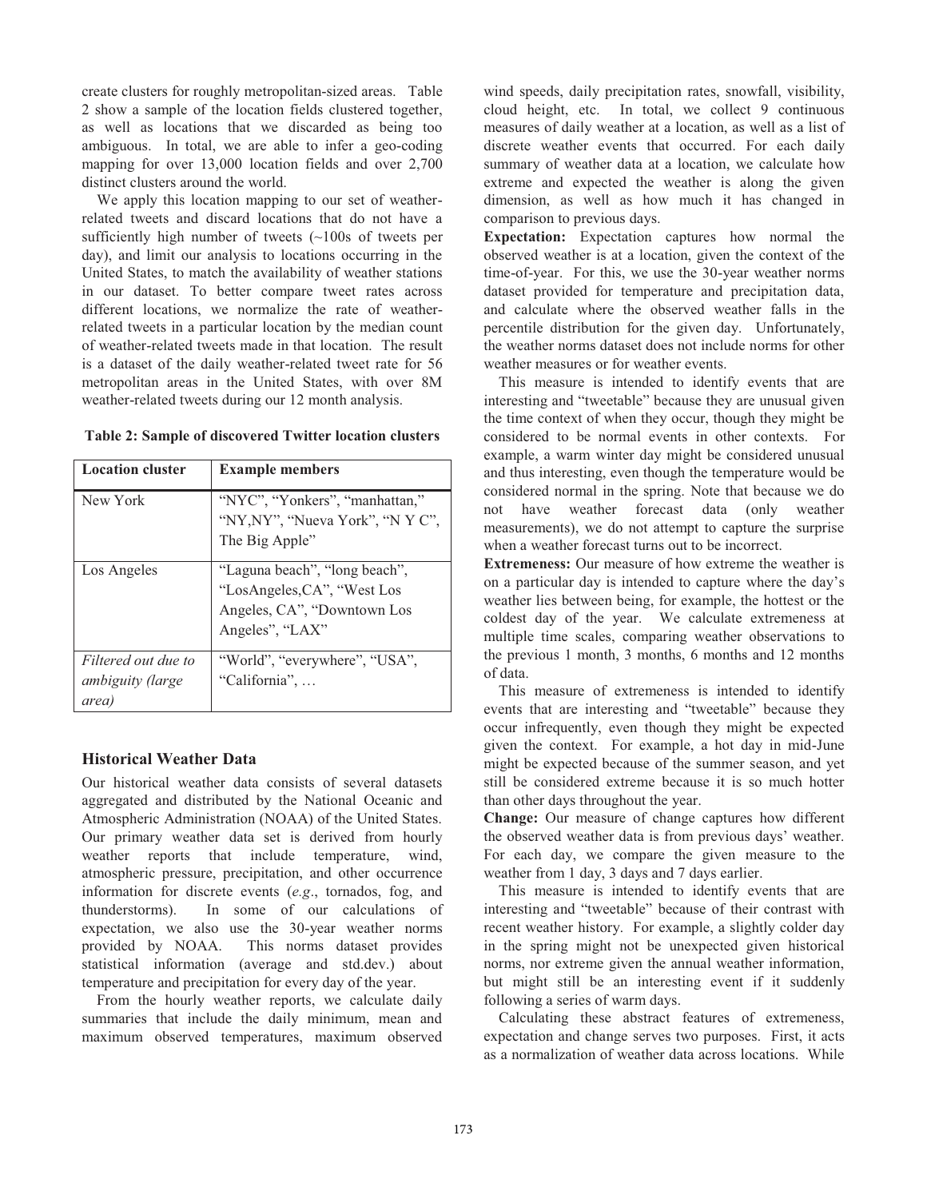create clusters for roughly metropolitan-sized areas. Table 2 show a sample of the location fields clustered together, as well as locations that we discarded as being too ambiguous. In total, we are able to infer a geo-coding mapping for over 13,000 location fields and over 2,700 distinct clusters around the world.

We apply this location mapping to our set of weather-related tweets and discard locations that do not have a sufficiently high number of tweets (~100s of tweets per day), and limit our analysis to locations occurring in the United States, to match the availability of weather stations in our dataset. To better compare tweet rates across different locations, we normalize the rate of weather-related tweets in a particular location by the median count of weather-related tweets made in that location. The result is a dataset of the daily weather-related tweet rate for 56 metropolitan areas in the United States, with over 8M weather-related tweets during our 12 month analysis.

**Table 2: Sample of discovered Twitter location clusters**

| **Location cluster** | **Example members** |
|---|---|
| New York | "NYC", "Yonkers", "manhattan," "NY,NY", "Nueva York", "N Y C", The Big Apple" |
| Los Angeles | "Laguna beach", "long beach", "LosAngeles,CA", "West Los Angeles, CA", "Downtown Los Angeles", "LAX" |
| *Filtered out due to ambiguity (large area)* | "World", "everywhere", "USA", "California", … |

### Historical Weather Data

Our historical weather data consists of several datasets aggregated and distributed by the National Oceanic and Atmospheric Administration (NOAA) of the United States. Our primary weather data set is derived from hourly weather reports that include temperature, wind, atmospheric pressure, precipitation, and other occurrence information for discrete events (*e.g*., tornados, fog, and thunderstorms). In some of our calculations of expectation, we also use the 30-year weather norms provided by NOAA. This norms dataset provides statistical information (average and std.dev.) about temperature and precipitation for every day of the year.

From the hourly weather reports, we calculate daily summaries that include the daily minimum, mean and maximum observed temperatures, maximum observed wind speeds, daily precipitation rates, snowfall, visibility, cloud height, etc. In total, we collect 9 continuous measures of daily weather at a location, as well as a list of discrete weather events that occurred. For each daily summary of weather data at a location, we calculate how extreme and expected the weather is along the given dimension, as well as how much it has changed in comparison to previous days.

**Expectation:** Expectation captures how normal the observed weather is at a location, given the context of the time-of-year. For this, we use the 30-year weather norms dataset provided for temperature and precipitation data, and calculate where the observed weather falls in the percentile distribution for the given day. Unfortunately, the weather norms dataset does not include norms for other weather measures or for weather events.

This measure is intended to identify events that are interesting and "tweetable" because they are unusual given the time context of when they occur, though they might be considered to be normal events in other contexts. For example, a warm winter day might be considered unusual and thus interesting, even though the temperature would be considered normal in the spring. Note that because we do not have weather forecast data (only weather measurements), we do not attempt to capture the surprise when a weather forecast turns out to be incorrect.

**Extremeness:** Our measure of how extreme the weather is on a particular day is intended to capture where the day's weather lies between being, for example, the hottest or the coldest day of the year. We calculate extremeness at multiple time scales, comparing weather observations to the previous 1 month, 3 months, 6 months and 12 months of data.

This measure of extremeness is intended to identify events that are interesting and "tweetable" because they occur infrequently, even though they might be expected given the context. For example, a hot day in mid-June might be expected because of the summer season, and yet still be considered extreme because it is so much hotter than other days throughout the year.

**Change:** Our measure of change captures how different the observed weather data is from previous days' weather. For each day, we compare the given measure to the weather from 1 day, 3 days and 7 days earlier.

This measure is intended to identify events that are interesting and "tweetable" because of their contrast with recent weather history. For example, a slightly colder day in the spring might not be unexpected given historical norms, nor extreme given the annual weather information, but might still be an interesting event if it suddenly following a series of warm days.

Calculating these abstract features of extremeness, expectation and change serves two purposes. First, it acts as a normalization of weather data across locations. While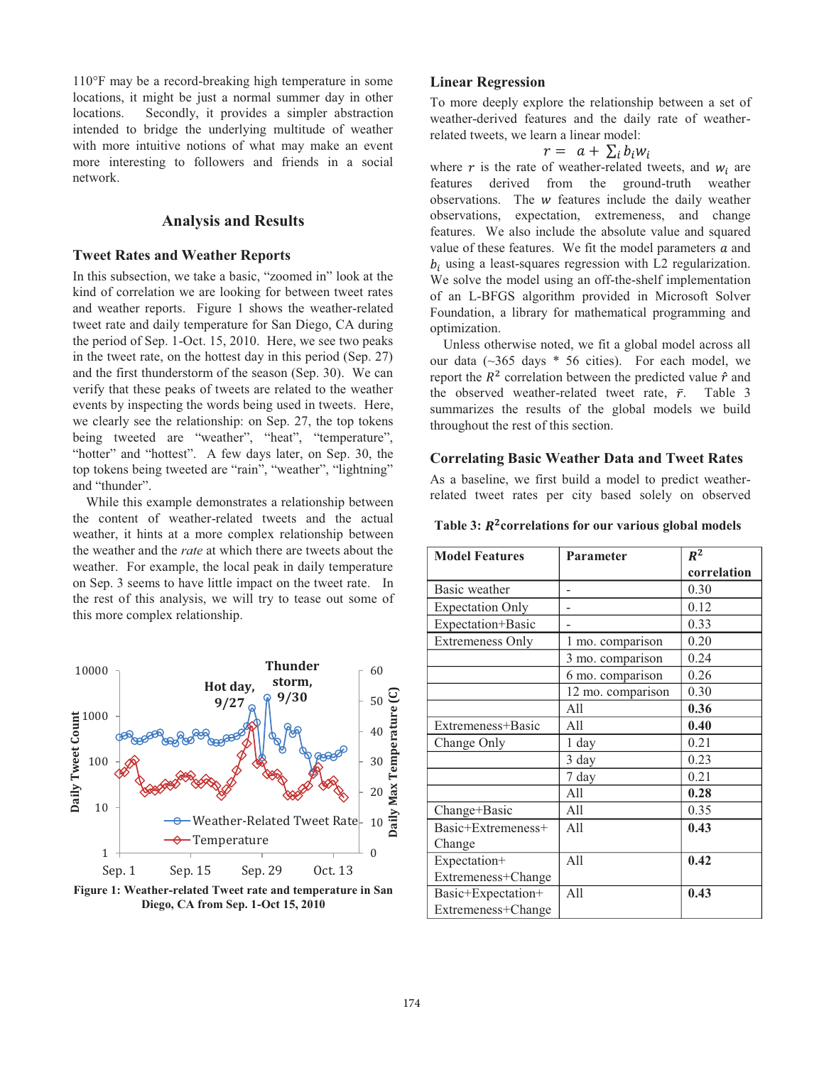110°F may be a record-breaking high temperature in some locations, it might be just a normal summer day in other locations. Secondly, it provides a simpler abstraction intended to bridge the underlying multitude of weather with more intuitive notions of what may make an event more interesting to followers and friends in a social network.

## Analysis and Results

### Tweet Rates and Weather Reports

In this subsection, we take a basic, "zoomed in" look at the kind of correlation we are looking for between tweet rates and weather reports. Figure 1 shows the weather-related tweet rate and daily temperature for San Diego, CA during the period of Sep. 1-Oct. 15, 2010. Here, we see two peaks in the tweet rate, on the hottest day in this period (Sep. 27) and the first thunderstorm of the season (Sep. 30). We can verify that these peaks of tweets are related to the weather events by inspecting the words being used in tweets. Here, we clearly see the relationship: on Sep. 27, the top tokens being tweeted are "weather", "heat", "temperature", "hotter" and "hottest". A few days later, on Sep. 30, the top tokens being tweeted are "rain", "weather", "lightning" and "thunder".

While this example demonstrates a relationship between the content of weather-related tweets and the actual weather, it hints at a more complex relationship between the weather and the *rate* at which there are tweets about the weather. For example, the local peak in daily temperature on Sep. 3 seems to have little impact on the tweet rate. In the rest of this analysis, we will try to tease out some of this more complex relationship.

**Figure 1: Weather-related Tweet rate and temperature in San Diego, CA from Sep. 1-Oct 15, 2010**

### Linear Regression

To more deeply explore the relationship between a set of weather-derived features and the daily rate of weather-related tweets, we learn a linear model:

$$r = a + \sum_i b_i w_i$$

where $r$ is the rate of weather-related tweets, and $w_i$ are features derived from the ground-truth weather observations. The $w$ features include the daily weather observations, expectation, extremeness, and change features. We also include the absolute value and squared value of these features. We fit the model parameters $a$ and $b_i$ using a least-squares regression with L2 regularization. We solve the model using an off-the-shelf implementation of an L-BFGS algorithm provided in Microsoft Solver Foundation, a library for mathematical programming and optimization.

Unless otherwise noted, we fit a global model across all our data (~365 days * 56 cities). For each model, we report the $R^2$ correlation between the predicted value $\hat{r}$ and the observed weather-related tweet rate, $\bar{r}$. Table 3 summarizes the results of the global models we build throughout the rest of this section.

### Correlating Basic Weather Data and Tweet Rates

As a baseline, we first build a model to predict weather-related tweet rates per city based solely on observed

**Table 3: $R^2$ correlations for our various global models**

| Model Features | Parameter | $R^2$ correlation |
|---|---|---|
| Basic weather | - | 0.30 |
| Expectation Only | - | 0.12 |
| Expectation+Basic | - | 0.33 |
| Extremeness Only | 1 mo. comparison | 0.20 |
| | 3 mo. comparison | 0.24 |
| | 6 mo. comparison | 0.26 |
| | 12 mo. comparison | 0.30 |
| | All | **0.36** |
| Extremeness+Basic | All | **0.40** |
| Change Only | 1 day | 0.21 |
| | 3 day | 0.23 |
| | 7 day | 0.21 |
| | All | **0.28** |
| Change+Basic | All | 0.35 |
| Basic+Extremeness+ Change | All | **0.43** |
| Expectation+ Extremeness+Change | All | **0.42** |
| Basic+Expectation+ Extremeness+Change | All | **0.43** |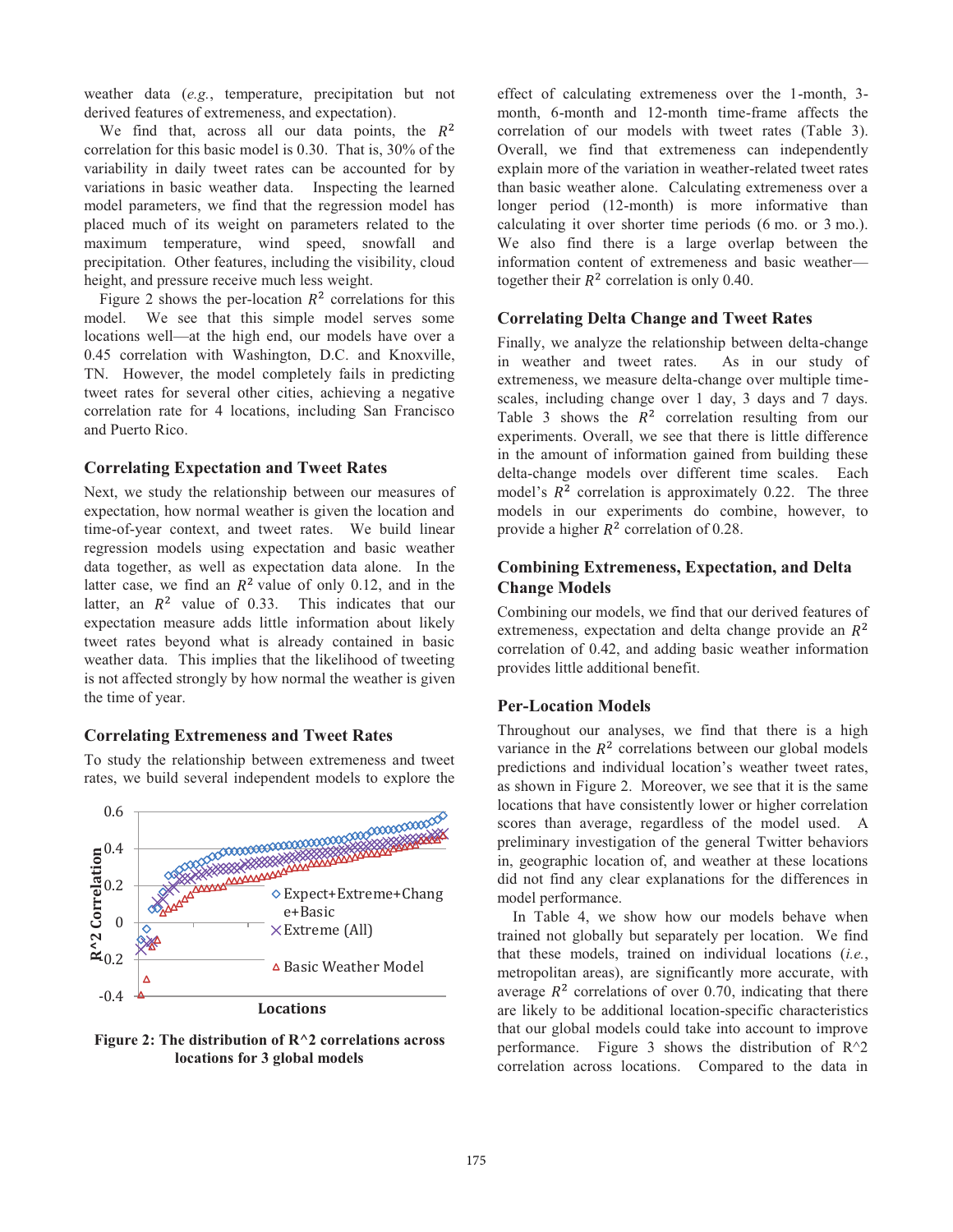weather data (*e.g.*, temperature, precipitation but not derived features of extremeness, and expectation).

We find that, across all our data points, the $R^2$ correlation for this basic model is 0.30. That is, 30% of the variability in daily tweet rates can be accounted for by variations in basic weather data. Inspecting the learned model parameters, we find that the regression model has placed much of its weight on parameters related to the maximum temperature, wind speed, snowfall and precipitation. Other features, including the visibility, cloud height, and pressure receive much less weight.

Figure 2 shows the per-location $R^2$ correlations for this model. We see that this simple model serves some locations well—at the high end, our models have over a 0.45 correlation with Washington, D.C. and Knoxville, TN. However, the model completely fails in predicting tweet rates for several other cities, achieving a negative correlation rate for 4 locations, including San Francisco and Puerto Rico.

### Correlating Expectation and Tweet Rates

Next, we study the relationship between our measures of expectation, how normal weather is given the location and time-of-year context, and tweet rates. We build linear regression models using expectation and basic weather data together, as well as expectation data alone. In the latter case, we find an $R^2$ value of only 0.12, and in the latter, an $R^2$ value of 0.33. This indicates that our expectation measure adds little information about likely tweet rates beyond what is already contained in basic weather data. This implies that the likelihood of tweeting is not affected strongly by how normal the weather is given the time of year.

### Correlating Extremeness and Tweet Rates

To study the relationship between extremeness and tweet rates, we build several independent models to explore the effect of calculating extremeness over the 1-month, 3-month, 6-month and 12-month time-frame affects the correlation of our models with tweet rates (Table 3). Overall, we find that extremeness can independently explain more of the variation in weather-related tweet rates than basic weather alone. Calculating extremeness over a longer period (12-month) is more informative than calculating it over shorter time periods (6 mo. or 3 mo.). We also find there is a large overlap between the information content of extremeness and basic weather—together their $R^2$ correlation is only 0.40.

**Figure 2: The distribution of R^2 correlations across locations for 3 global models**

### Correlating Delta Change and Tweet Rates

Finally, we analyze the relationship between delta-change in weather and tweet rates. As in our study of extremeness, we measure delta-change over multiple time-scales, including change over 1 day, 3 days and 7 days. Table 3 shows the $R^2$ correlation resulting from our experiments. Overall, we see that there is little difference in the amount of information gained from building these delta-change models over different time scales. Each model's $R^2$ correlation is approximately 0.22. The three models in our experiments do combine, however, to provide a higher $R^2$ correlation of 0.28.

### Combining Extremeness, Expectation, and Delta Change Models

Combining our models, we find that our derived features of extremeness, expectation and delta change provide an $R^2$ correlation of 0.42, and adding basic weather information provides little additional benefit.

### Per-Location Models

Throughout our analyses, we find that there is a high variance in the $R^2$ correlations between our global models predictions and individual location's weather tweet rates, as shown in Figure 2. Moreover, we see that it is the same locations that have consistently lower or higher correlation scores than average, regardless of the model used. A preliminary investigation of the general Twitter behaviors in, geographic location of, and weather at these locations did not find any clear explanations for the differences in model performance.

In Table 4, we show how our models behave when trained not globally but separately per location. We find that these models, trained on individual locations (*i.e.*, metropolitan areas), are significantly more accurate, with average $R^2$ correlations of over 0.70, indicating that there are likely to be additional location-specific characteristics that our global models could take into account to improve performance. Figure 3 shows the distribution of R^2 correlation across locations. Compared to the data in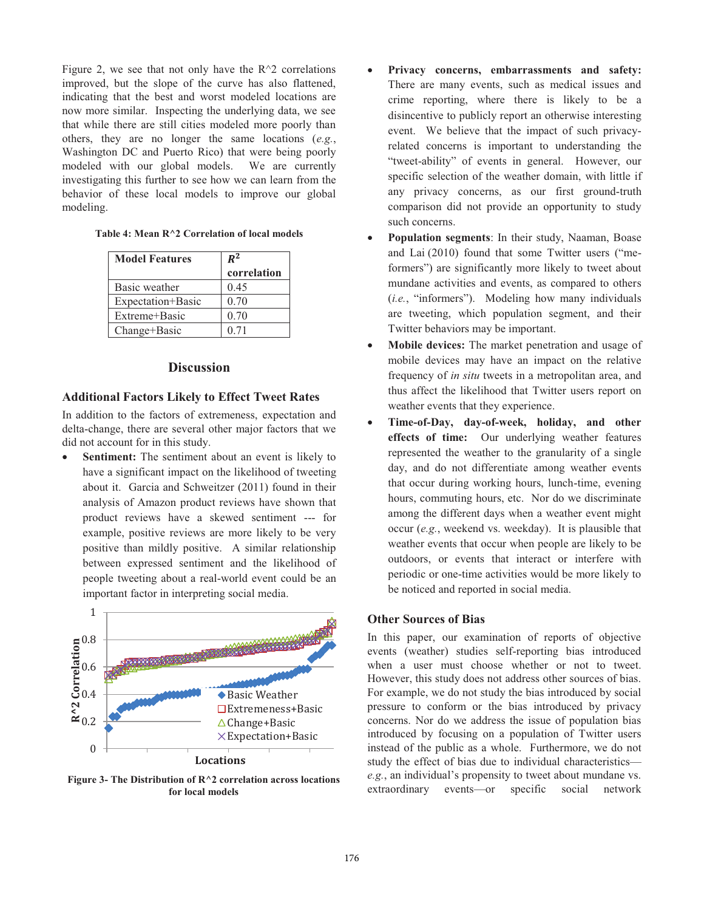Figure 2, we see that not only have the R^2 correlations improved, but the slope of the curve has also flattened, indicating that the best and worst modeled locations are now more similar. Inspecting the underlying data, we see that while there are still cities modeled more poorly than others, they are no longer the same locations (*e.g.*, Washington DC and Puerto Rico) that were being poorly modeled with our global models. We are currently investigating this further to see how we can learn from the behavior of these local models to improve our global modeling.

**Table 4: Mean R^2 Correlation of local models**

| Model Features | $R^2$ correlation |
|---|---|
| Basic weather | 0.45 |
| Expectation+Basic | 0.70 |
| Extreme+Basic | 0.70 |
| Change+Basic | 0.71 |

**Figure 3- The Distribution of R^2 correlation across locations for local models**

## Discussion

### Additional Factors Likely to Effect Tweet Rates

In addition to the factors of extremeness, expectation and delta-change, there are several other major factors that we did not account for in this study.

- **Sentiment:** The sentiment about an event is likely to have a significant impact on the likelihood of tweeting about it. Garcia and Schweitzer (2011) found in their analysis of Amazon product reviews have shown that product reviews have a skewed sentiment --- for example, positive reviews are more likely to be very positive than mildly positive. A similar relationship between expressed sentiment and the likelihood of people tweeting about a real-world event could be an important factor in interpreting social media.
- **Privacy concerns, embarrassments and safety:** There are many events, such as medical issues and crime reporting, where there is likely to be a disincentive to publicly report an otherwise interesting event. We believe that the impact of such privacy-related concerns is important to understanding the "tweet-ability" of events in general. However, our specific selection of the weather domain, with little if any privacy concerns, as our first ground-truth comparison did not provide an opportunity to study such concerns.
- **Population segments**: In their study, Naaman, Boase and Lai (2010) found that some Twitter users ("me-formers") are significantly more likely to tweet about mundane activities and events, as compared to others (*i.e.*, "informers"). Modeling how many individuals are tweeting, which population segment, and their Twitter behaviors may be important.
- **Mobile devices:** The market penetration and usage of mobile devices may have an impact on the relative frequency of *in situ* tweets in a metropolitan area, and thus affect the likelihood that Twitter users report on weather events that they experience.
- **Time-of-Day, day-of-week, holiday, and other effects of time:** Our underlying weather features represented the weather to the granularity of a single day, and do not differentiate among weather events that occur during working hours, lunch-time, evening hours, commuting hours, etc. Nor do we discriminate among the different days when a weather event might occur (*e.g.*, weekend vs. weekday). It is plausible that weather events that occur when people are likely to be outdoors, or events that interact or interfere with periodic or one-time activities would be more likely to be noticed and reported in social media.

### Other Sources of Bias

In this paper, our examination of reports of objective events (weather) studies self-reporting bias introduced when a user must choose whether or not to tweet. However, this study does not address other sources of bias. For example, we do not study the bias introduced by social pressure to conform or the bias introduced by privacy concerns. Nor do we address the issue of population bias introduced by focusing on a population of Twitter users instead of the public as a whole. Furthermore, we do not study the effect of bias due to individual characteristics—*e.g.*, an individual's propensity to tweet about mundane vs. extraordinary events—or specific social network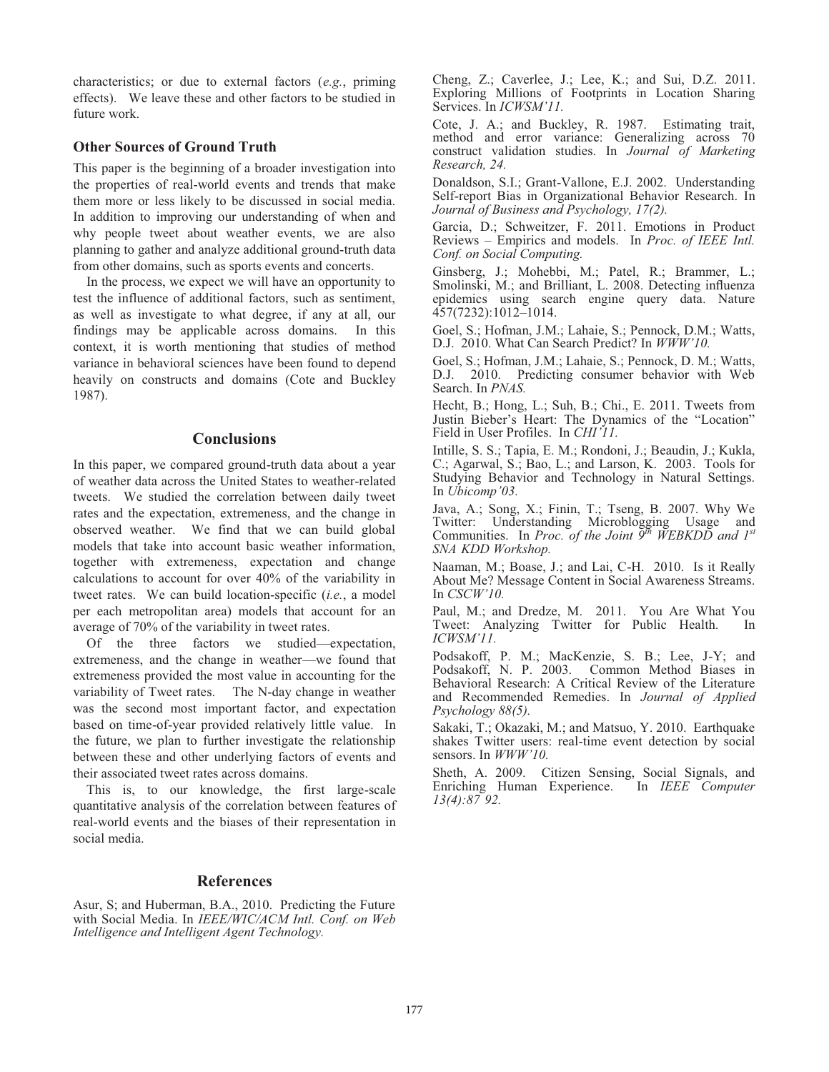characteristics; or due to external factors (*e.g.*, priming effects). We leave these and other factors to be studied in future work.

### Other Sources of Ground Truth

This paper is the beginning of a broader investigation into the properties of real-world events and trends that make them more or less likely to be discussed in social media. In addition to improving our understanding of when and why people tweet about weather events, we are also planning to gather and analyze additional ground-truth data from other domains, such as sports events and concerts.

In the process, we expect we will have an opportunity to test the influence of additional factors, such as sentiment, as well as investigate to what degree, if any at all, our findings may be applicable across domains. In this context, it is worth mentioning that studies of method variance in behavioral sciences have been found to depend heavily on constructs and domains (Cote and Buckley 1987).

## Conclusions

In this paper, we compared ground-truth data about a year of weather data across the United States to weather-related tweets. We studied the correlation between daily tweet rates and the expectation, extremeness, and the change in observed weather. We find that we can build global models that take into account basic weather information, together with extremeness, expectation and change calculations to account for over 40% of the variability in tweet rates. We can build location-specific (*i.e.*, a model per each metropolitan area) models that account for an average of 70% of the variability in tweet rates.

Of the three factors we studied—expectation, extremeness, and the change in weather—we found that extremeness provided the most value in accounting for the variability of Tweet rates. The N-day change in weather was the second most important factor, and expectation based on time-of-year provided relatively little value. In the future, we plan to further investigate the relationship between these and other underlying factors of events and their associated tweet rates across domains.

This is, to our knowledge, the first large-scale quantitative analysis of the correlation between features of real-world events and the biases of their representation in social media.

## References

Asur, S; and Huberman, B.A., 2010. Predicting the Future with Social Media. In *IEEE/WIC/ACM Intl. Conf. on Web Intelligence and Intelligent Agent Technology.*

Cheng, Z.; Caverlee, J.; Lee, K.; and Sui, D.Z. 2011. Exploring Millions of Footprints in Location Sharing Services. In *ICWSM'11.*

Cote, J. A.; and Buckley, R. 1987. Estimating trait, method and error variance: Generalizing across 70 construct validation studies. In *Journal of Marketing Research, 24.*

Donaldson, S.I.; Grant-Vallone, E.J. 2002. Understanding Self-report Bias in Organizational Behavior Research. In *Journal of Business and Psychology, 17(2).*

Garcia, D.; Schweitzer, F. 2011. Emotions in Product Reviews – Empirics and models. In *Proc. of IEEE Intl. Conf. on Social Computing.*

Ginsberg, J.; Mohebbi, M.; Patel, R.; Brammer, L.; Smolinski, M.; and Brilliant, L. 2008. Detecting influenza epidemics using search engine query data. Nature 457(7232):1012–1014.

Goel, S.; Hofman, J.M.; Lahaie, S.; Pennock, D.M.; Watts, D.J. 2010. What Can Search Predict? In *WWW'10.*

Goel, S.; Hofman, J.M.; Lahaie, S.; Pennock, D. M.; Watts, D.J. 2010. Predicting consumer behavior with Web Search. In *PNAS.*

Hecht, B.; Hong, L.; Suh, B.; Chi., E. 2011. Tweets from Justin Bieber's Heart: The Dynamics of the "Location" Field in User Profiles. In *CHI'11.*

Intille, S. S.; Tapia, E. M.; Rondoni, J.; Beaudin, J.; Kukla, C.; Agarwal, S.; Bao, L.; and Larson, K. 2003. Tools for Studying Behavior and Technology in Natural Settings. In *Ubicomp'03.*

Java, A.; Song, X.; Finin, T.; Tseng, B. 2007. Why We Twitter: Understanding Microblogging Usage and Communities. In *Proc. of the Joint 9th WEBKDD and 1st SNA KDD Workshop.*

Naaman, M.; Boase, J.; and Lai, C-H. 2010. Is it Really About Me? Message Content in Social Awareness Streams. In *CSCW'10.*

Paul, M.; and Dredze, M. 2011. You Are What You Tweet: Analyzing Twitter for Public Health. In *ICWSM'11.*

Podsakoff, P. M.; MacKenzie, S. B.; Lee, J-Y; and Podsakoff, N. P. 2003. Common Method Biases in Behavioral Research: A Critical Review of the Literature and Recommended Remedies. In *Journal of Applied Psychology 88(5).*

Sakaki, T.; Okazaki, M.; and Matsuo, Y. 2010. Earthquake shakes Twitter users: real-time event detection by social sensors. In *WWW'10.*

Sheth, A. 2009. Citizen Sensing, Social Signals, and Enriching Human Experience. In *IEEE Computer 13(4):87 92.*